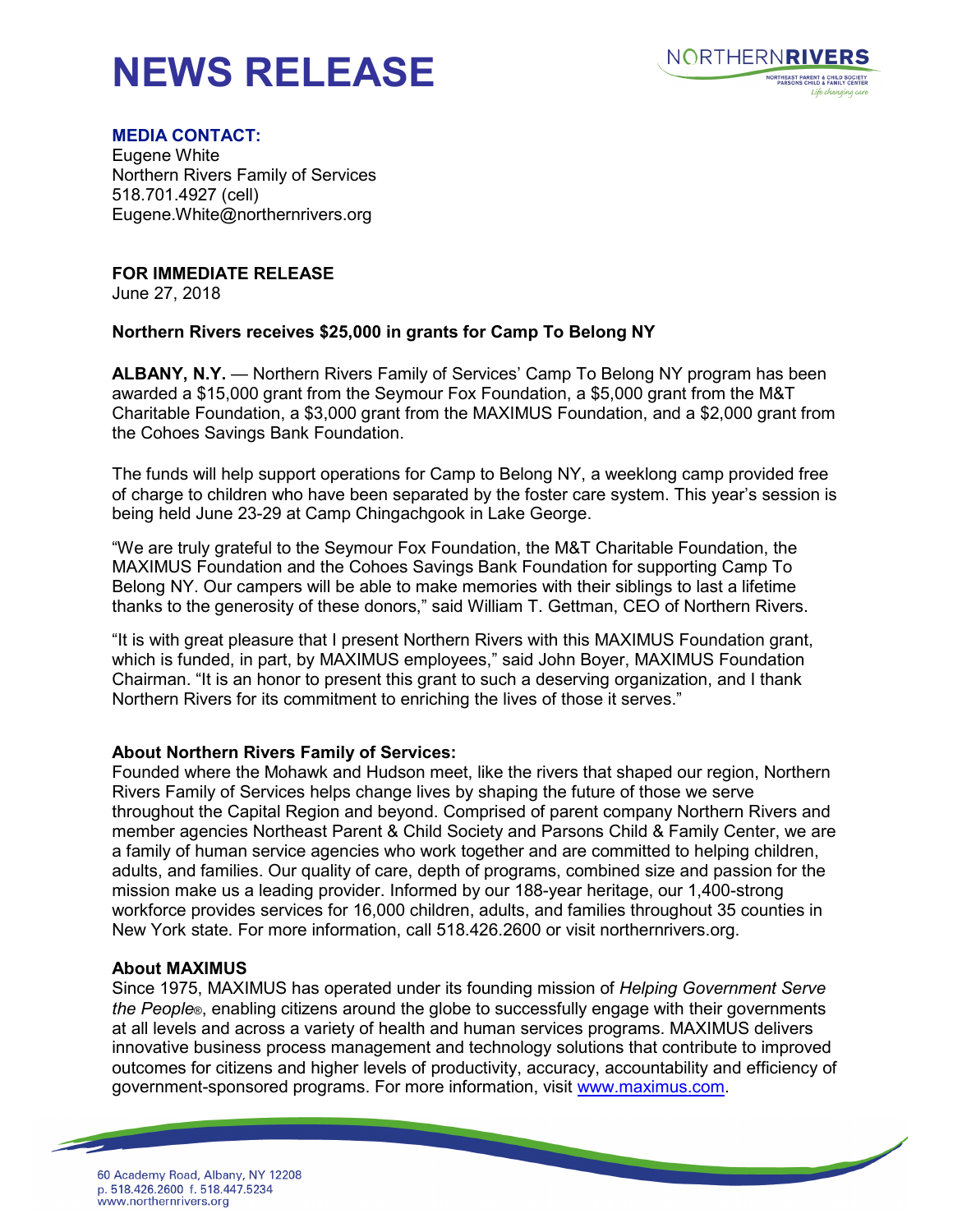# NEWS RELEASE

NORTHERNRIVERS
NORTHEAST PARENT & CHILD SOCIETY
PARSONS CHILD & FAMILY CENTER
*Life changing care*

**MEDIA CONTACT:**
Eugene White
Northern Rivers Family of Services
518.701.4927 (cell)
Eugene.White@northernrivers.org

**FOR IMMEDIATE RELEASE**
June 27, 2018

**Northern Rivers receives $25,000 in grants for Camp To Belong NY**

**ALBANY, N.Y.** — Northern Rivers Family of Services' Camp To Belong NY program has been awarded a $15,000 grant from the Seymour Fox Foundation, a $5,000 grant from the M&T Charitable Foundation, a $3,000 grant from the MAXIMUS Foundation, and a $2,000 grant from the Cohoes Savings Bank Foundation.

The funds will help support operations for Camp to Belong NY, a weeklong camp provided free of charge to children who have been separated by the foster care system. This year's session is being held June 23-29 at Camp Chingachgook in Lake George.

"We are truly grateful to the Seymour Fox Foundation, the M&T Charitable Foundation, the MAXIMUS Foundation and the Cohoes Savings Bank Foundation for supporting Camp To Belong NY. Our campers will be able to make memories with their siblings to last a lifetime thanks to the generosity of these donors," said William T. Gettman, CEO of Northern Rivers.

"It is with great pleasure that I present Northern Rivers with this MAXIMUS Foundation grant, which is funded, in part, by MAXIMUS employees," said John Boyer, MAXIMUS Foundation Chairman. "It is an honor to present this grant to such a deserving organization, and I thank Northern Rivers for its commitment to enriching the lives of those it serves."

**About Northern Rivers Family of Services:**
Founded where the Mohawk and Hudson meet, like the rivers that shaped our region, Northern Rivers Family of Services helps change lives by shaping the future of those we serve throughout the Capital Region and beyond. Comprised of parent company Northern Rivers and member agencies Northeast Parent & Child Society and Parsons Child & Family Center, we are a family of human service agencies who work together and are committed to helping children, adults, and families. Our quality of care, depth of programs, combined size and passion for the mission make us a leading provider. Informed by our 188-year heritage, our 1,400-strong workforce provides services for 16,000 children, adults, and families throughout 35 counties in New York state. For more information, call 518.426.2600 or visit northernrivers.org.

**About MAXIMUS**
Since 1975, MAXIMUS has operated under its founding mission of *Helping Government Serve the People®*, enabling citizens around the globe to successfully engage with their governments at all levels and across a variety of health and human services programs. MAXIMUS delivers innovative business process management and technology solutions that contribute to improved outcomes for citizens and higher levels of productivity, accuracy, accountability and efficiency of government-sponsored programs. For more information, visit www.maximus.com.

60 Academy Road, Albany, NY 12208
p. 518.426.2600 f. 518.447.5234
www.northernrivers.org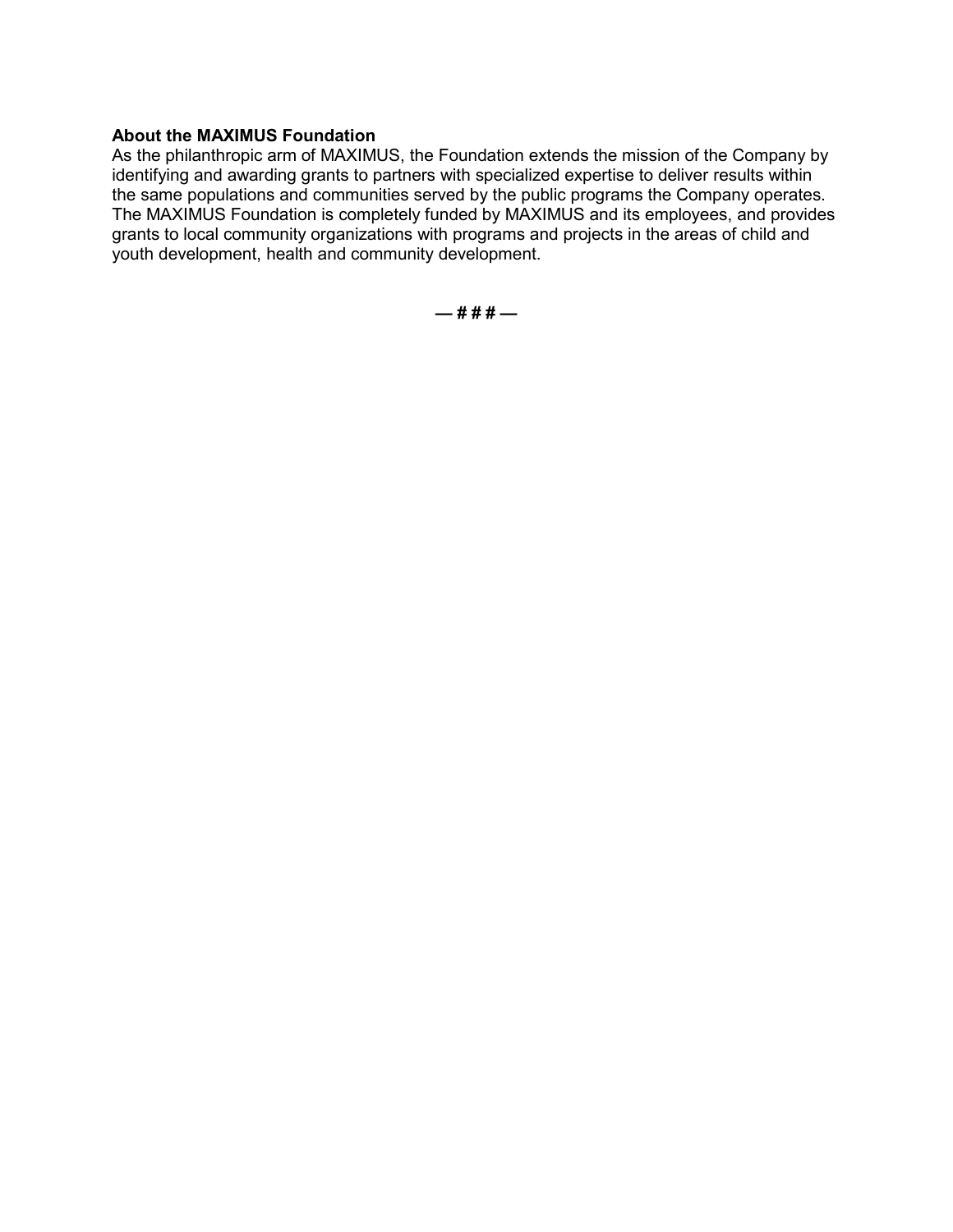**About the MAXIMUS Foundation**

As the philanthropic arm of MAXIMUS, the Foundation extends the mission of the Company by identifying and awarding grants to partners with specialized expertise to deliver results within the same populations and communities served by the public programs the Company operates. The MAXIMUS Foundation is completely funded by MAXIMUS and its employees, and provides grants to local community organizations with programs and projects in the areas of child and youth development, health and community development.

**— # # # —**